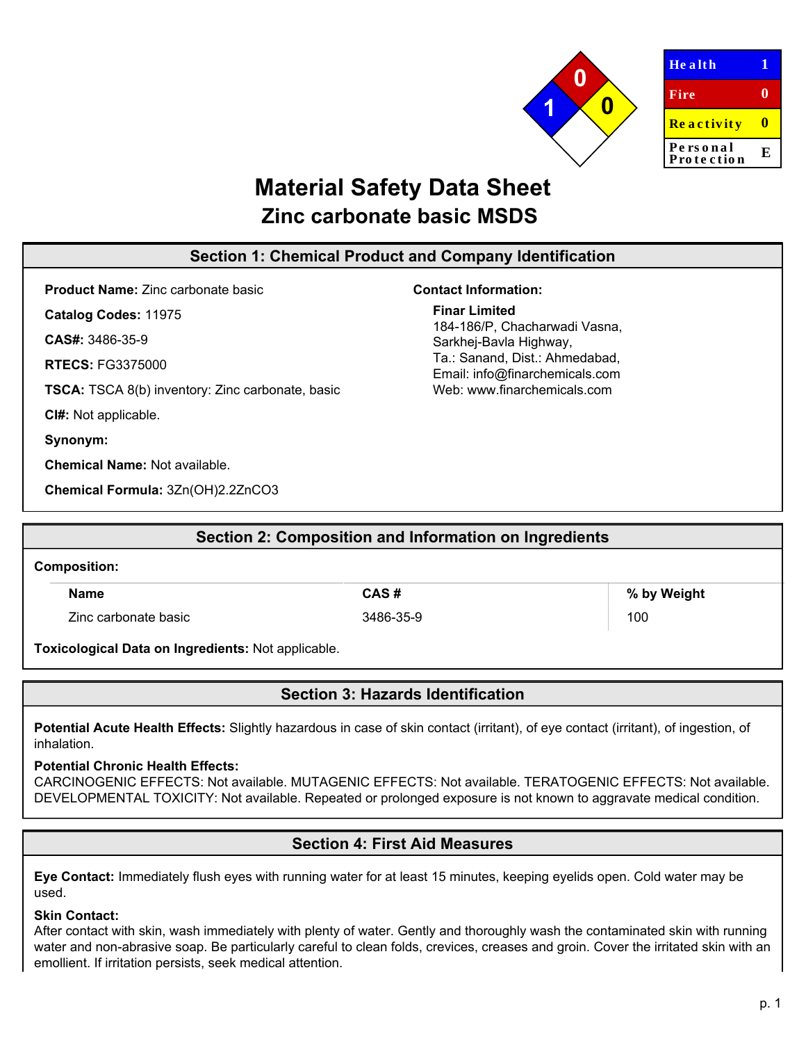| Health | 1 |
| --- | --- |
| Fire | 0 |
| Reactivity | 0 |
| Personal Protection | E |

# Material Safety Data Sheet
## Zinc carbonate basic MSDS

## Section 1: Chemical Product and Company Identification

**Product Name:** Zinc carbonate basic

**Catalog Codes:** 11975

**CAS#:** 3486-35-9

**RTECS:** FG3375000

**TSCA:** TSCA 8(b) inventory: Zinc carbonate, basic

**CI#:** Not applicable.

**Synonym:**

**Chemical Name:** Not available.

**Chemical Formula:** $3Zn(OH)_2.2ZnCO_3$

**Contact Information:**

**Finar Limited**
184-186/P, Chacharwadi Vasna,
Sarkhej-Bavla Highway,
Ta.: Sanand, Dist.: Ahmedabad,
Email: info@finarchemicals.com
Web: www.finarchemicals.com

## Section 2: Composition and Information on Ingredients

**Composition:**

| Name | CAS # | % by Weight |
| --- | --- | --- |
| Zinc carbonate basic | 3486-35-9 | 100 |

**Toxicological Data on Ingredients:** Not applicable.

## Section 3: Hazards Identification

**Potential Acute Health Effects:** Slightly hazardous in case of skin contact (irritant), of eye contact (irritant), of ingestion, of inhalation.

**Potential Chronic Health Effects:**
CARCINOGENIC EFFECTS: Not available. MUTAGENIC EFFECTS: Not available. TERATOGENIC EFFECTS: Not available. DEVELOPMENTAL TOXICITY: Not available. Repeated or prolonged exposure is not known to aggravate medical condition.

## Section 4: First Aid Measures

**Eye Contact:** Immediately flush eyes with running water for at least 15 minutes, keeping eyelids open. Cold water may be used.

**Skin Contact:**
After contact with skin, wash immediately with plenty of water. Gently and thoroughly wash the contaminated skin with running water and non-abrasive soap. Be particularly careful to clean folds, crevices, creases and groin. Cover the irritated skin with an emollient. If irritation persists, seek medical attention.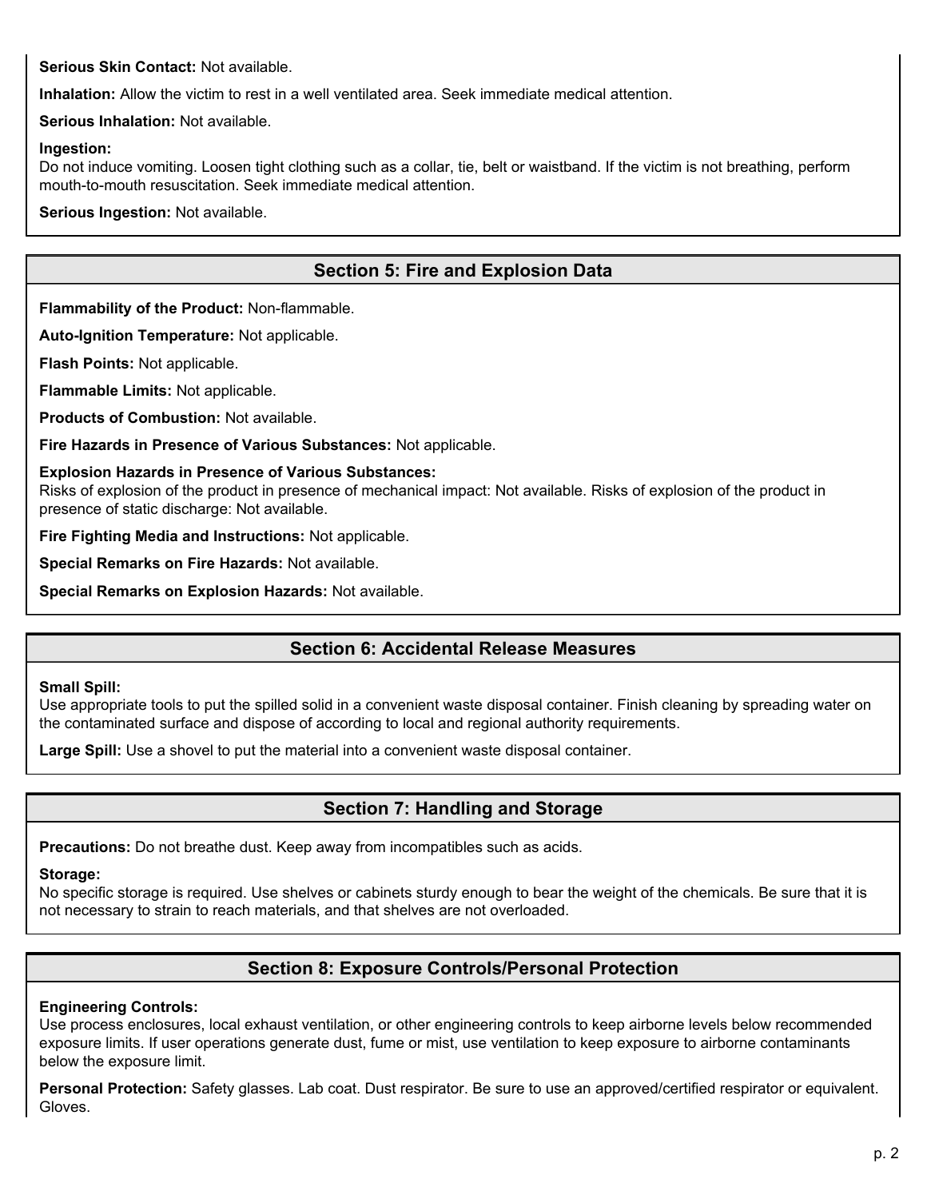**Serious Skin Contact:** Not available.

**Inhalation:** Allow the victim to rest in a well ventilated area. Seek immediate medical attention.

**Serious Inhalation:** Not available.

**Ingestion:**
Do not induce vomiting. Loosen tight clothing such as a collar, tie, belt or waistband. If the victim is not breathing, perform mouth-to-mouth resuscitation. Seek immediate medical attention.

**Serious Ingestion:** Not available.

## Section 5: Fire and Explosion Data

**Flammability of the Product:** Non-flammable.

**Auto-Ignition Temperature:** Not applicable.

**Flash Points:** Not applicable.

**Flammable Limits:** Not applicable.

**Products of Combustion:** Not available.

**Fire Hazards in Presence of Various Substances:** Not applicable.

**Explosion Hazards in Presence of Various Substances:**
Risks of explosion of the product in presence of mechanical impact: Not available. Risks of explosion of the product in presence of static discharge: Not available.

**Fire Fighting Media and Instructions:** Not applicable.

**Special Remarks on Fire Hazards:** Not available.

**Special Remarks on Explosion Hazards:** Not available.

## Section 6: Accidental Release Measures

**Small Spill:**
Use appropriate tools to put the spilled solid in a convenient waste disposal container. Finish cleaning by spreading water on the contaminated surface and dispose of according to local and regional authority requirements.

**Large Spill:** Use a shovel to put the material into a convenient waste disposal container.

## Section 7: Handling and Storage

**Precautions:** Do not breathe dust. Keep away from incompatibles such as acids.

**Storage:**
No specific storage is required. Use shelves or cabinets sturdy enough to bear the weight of the chemicals. Be sure that it is not necessary to strain to reach materials, and that shelves are not overloaded.

## Section 8: Exposure Controls/Personal Protection

**Engineering Controls:**
Use process enclosures, local exhaust ventilation, or other engineering controls to keep airborne levels below recommended exposure limits. If user operations generate dust, fume or mist, use ventilation to keep exposure to airborne contaminants below the exposure limit.

**Personal Protection:** Safety glasses. Lab coat. Dust respirator. Be sure to use an approved/certified respirator or equivalent. Gloves.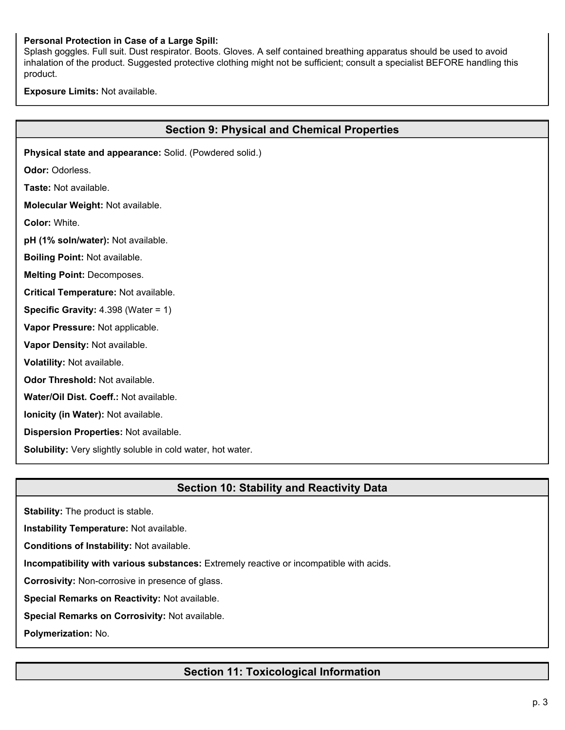**Personal Protection in Case of a Large Spill:**
Splash goggles. Full suit. Dust respirator. Boots. Gloves. A self contained breathing apparatus should be used to avoid inhalation of the product. Suggested protective clothing might not be sufficient; consult a specialist BEFORE handling this product.

**Exposure Limits:** Not available.

## Section 9: Physical and Chemical Properties

**Physical state and appearance:** Solid. (Powdered solid.)

**Odor:** Odorless.

**Taste:** Not available.

**Molecular Weight:** Not available.

**Color:** White.

**pH (1% soln/water):** Not available.

**Boiling Point:** Not available.

**Melting Point:** Decomposes.

**Critical Temperature:** Not available.

**Specific Gravity:** 4.398 (Water = 1)

**Vapor Pressure:** Not applicable.

**Vapor Density:** Not available.

**Volatility:** Not available.

**Odor Threshold:** Not available.

**Water/Oil Dist. Coeff.:** Not available.

**Ionicity (in Water):** Not available.

**Dispersion Properties:** Not available.

**Solubility:** Very slightly soluble in cold water, hot water.

## Section 10: Stability and Reactivity Data

**Stability:** The product is stable.

**Instability Temperature:** Not available.

**Conditions of Instability:** Not available.

**Incompatibility with various substances:** Extremely reactive or incompatible with acids.

**Corrosivity:** Non-corrosive in presence of glass.

**Special Remarks on Reactivity:** Not available.

**Special Remarks on Corrosivity:** Not available.

**Polymerization:** No.

## Section 11: Toxicological Information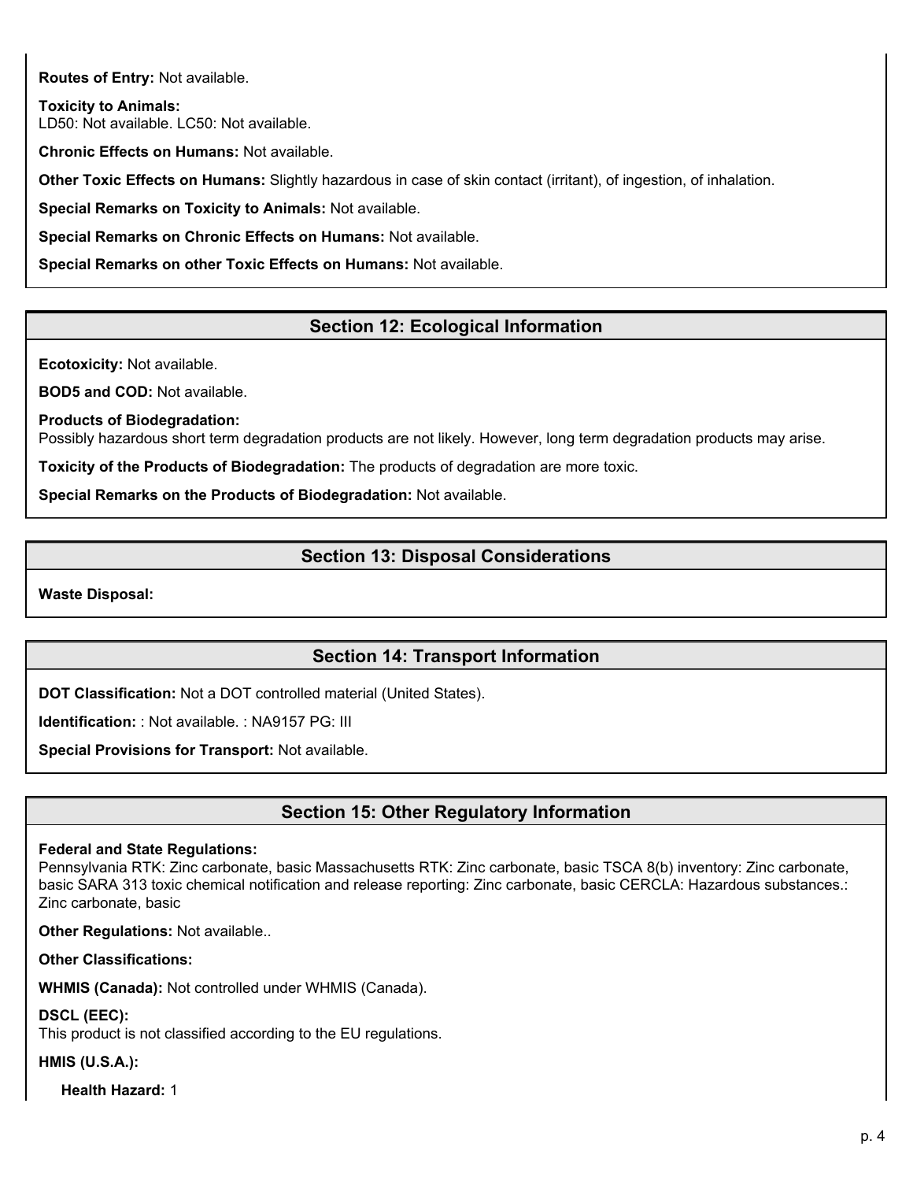**Routes of Entry:** Not available.

**Toxicity to Animals:**
LD50: Not available. LC50: Not available.

**Chronic Effects on Humans:** Not available.

**Other Toxic Effects on Humans:** Slightly hazardous in case of skin contact (irritant), of ingestion, of inhalation.

**Special Remarks on Toxicity to Animals:** Not available.

**Special Remarks on Chronic Effects on Humans:** Not available.

**Special Remarks on other Toxic Effects on Humans:** Not available.

## Section 12: Ecological Information

**Ecotoxicity:** Not available.

**BOD5 and COD:** Not available.

**Products of Biodegradation:**
Possibly hazardous short term degradation products are not likely. However, long term degradation products may arise.

**Toxicity of the Products of Biodegradation:** The products of degradation are more toxic.

**Special Remarks on the Products of Biodegradation:** Not available.

## Section 13: Disposal Considerations

**Waste Disposal:**

## Section 14: Transport Information

**DOT Classification:** Not a DOT controlled material (United States).

**Identification:** : Not available. : NA9157 PG: III

**Special Provisions for Transport:** Not available.

## Section 15: Other Regulatory Information

**Federal and State Regulations:**
Pennsylvania RTK: Zinc carbonate, basic Massachusetts RTK: Zinc carbonate, basic TSCA 8(b) inventory: Zinc carbonate, basic SARA 313 toxic chemical notification and release reporting: Zinc carbonate, basic CERCLA: Hazardous substances.: Zinc carbonate, basic

**Other Regulations:** Not available..

**Other Classifications:**

**WHMIS (Canada):** Not controlled under WHMIS (Canada).

**DSCL (EEC):**
This product is not classified according to the EU regulations.

**HMIS (U.S.A.):**

**Health Hazard:** 1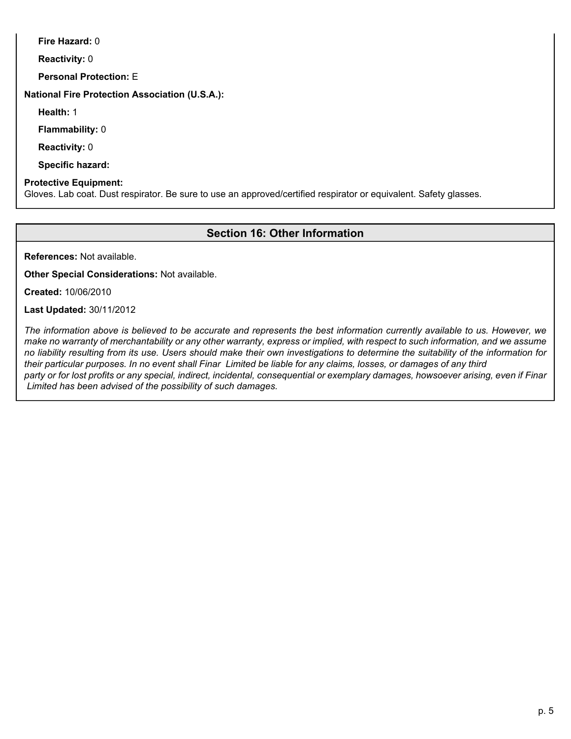**Fire Hazard:** 0

**Reactivity:** 0

**Personal Protection:** E

**National Fire Protection Association (U.S.A.):**

**Health:** 1

**Flammability:** 0

**Reactivity:** 0

**Specific hazard:**

**Protective Equipment:**
Gloves. Lab coat. Dust respirator. Be sure to use an approved/certified respirator or equivalent. Safety glasses.

## Section 16: Other Information

**References:** Not available.

**Other Special Considerations:** Not available.

**Created:** 10/06/2010

**Last Updated:** 30/11/2012

*The information above is believed to be accurate and represents the best information currently available to us. However, we make no warranty of merchantability or any other warranty, express or implied, with respect to such information, and we assume no liability resulting from its use. Users should make their own investigations to determine the suitability of the information for their particular purposes. In no event shall Finar Limited be liable for any claims, losses, or damages of any third party or for lost profits or any special, indirect, incidental, consequential or exemplary damages, howsoever arising, even if Finar Limited has been advised of the possibility of such damages.*